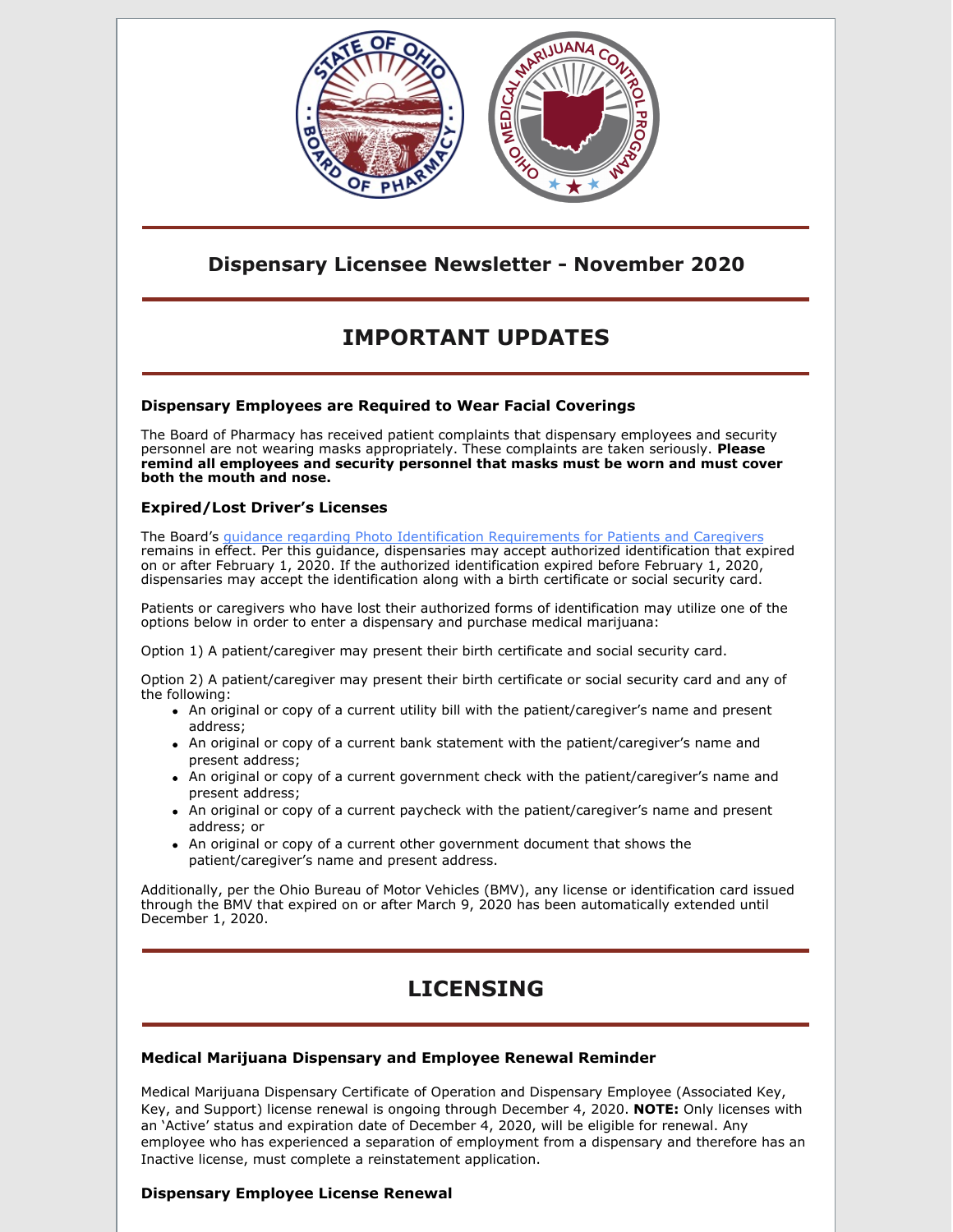## Dispensary Licensee Newsletter - November 2020

# IMPORTANT UPDATES

### Dispensary Employees are Required to Wear Facial Coverings

The Board of Pharmacy has received patient complaints that dispensary employees and security personnel are not wearing masks appropriately. These complaints are taken seriously. **Please remind all employees and security personnel that masks must be worn and must cover both the mouth and nose.**

### Expired/Lost Driver's Licenses

The Board's guidance regarding Photo Identification Requirements for Patients and Caregivers remains in effect. Per this guidance, dispensaries may accept authorized identification that expired on or after February 1, 2020. If the authorized identification expired before February 1, 2020, dispensaries may accept the identification along with a birth certificate or social security card.

Patients or caregivers who have lost their authorized forms of identification may utilize one of the options below in order to enter a dispensary and purchase medical marijuana:

Option 1) A patient/caregiver may present their birth certificate and social security card.

Option 2) A patient/caregiver may present their birth certificate or social security card and any of the following:

- An original or copy of a current utility bill with the patient/caregiver's name and present address;
- An original or copy of a current bank statement with the patient/caregiver's name and present address;
- An original or copy of a current government check with the patient/caregiver's name and present address;
- An original or copy of a current paycheck with the patient/caregiver's name and present address; or
- An original or copy of a current other government document that shows the patient/caregiver's name and present address.

Additionally, per the Ohio Bureau of Motor Vehicles (BMV), any license or identification card issued through the BMV that expired on or after March 9, 2020 has been automatically extended until December 1, 2020.

# LICENSING

### Medical Marijuana Dispensary and Employee Renewal Reminder

Medical Marijuana Dispensary Certificate of Operation and Dispensary Employee (Associated Key, Key, and Support) license renewal is ongoing through December 4, 2020. **NOTE:** Only licenses with an 'Active' status and expiration date of December 4, 2020, will be eligible for renewal. Any employee who has experienced a separation of employment from a dispensary and therefore has an Inactive license, must complete a reinstatement application.

### Dispensary Employee License Renewal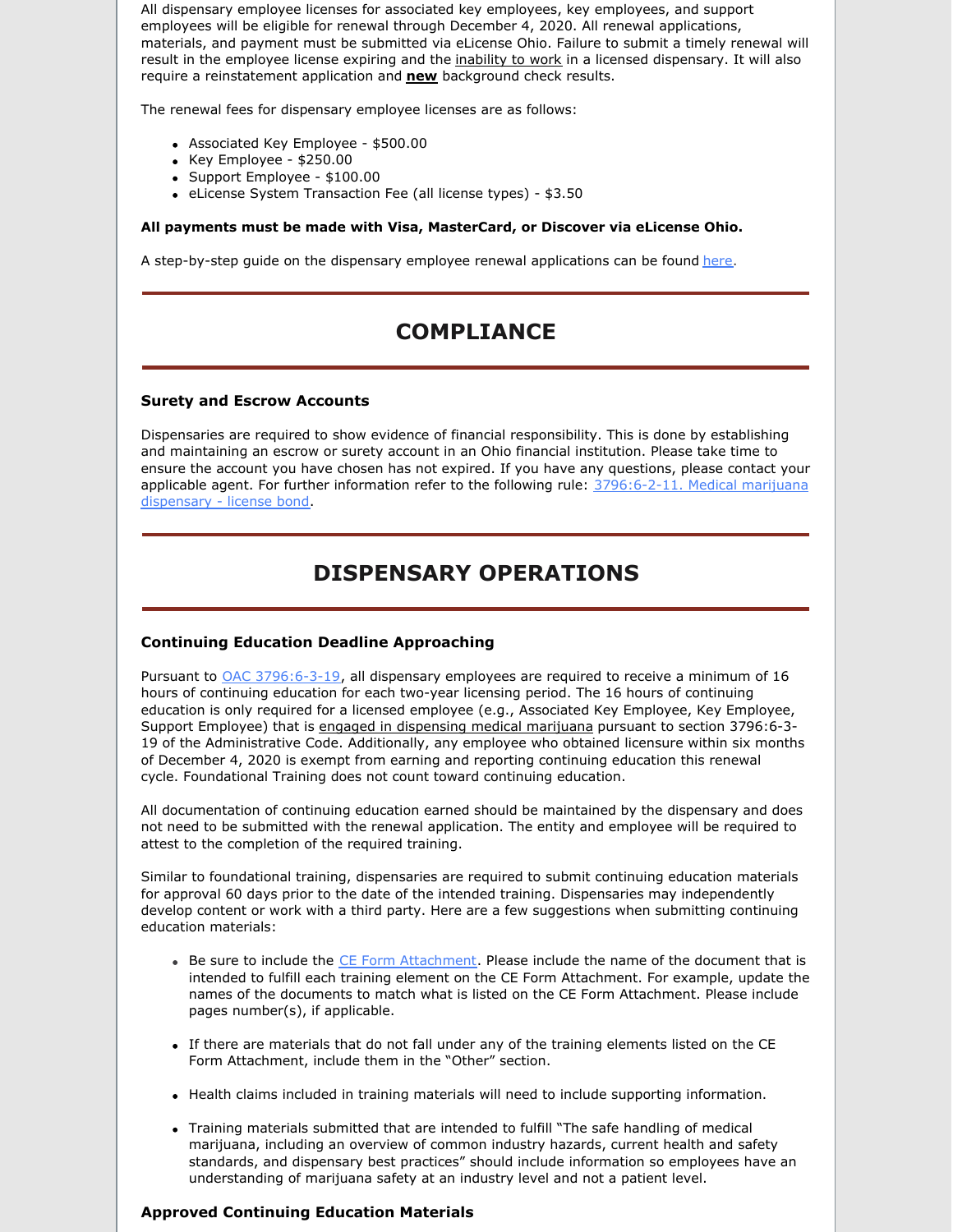All dispensary employee licenses for associated key employees, key employees, and support employees will be eligible for renewal through December 4, 2020. All renewal applications, materials, and payment must be submitted via eLicense Ohio. Failure to submit a timely renewal will result in the employee license expiring and the inability to work in a licensed dispensary. It will also require a reinstatement application and **new** background check results.

The renewal fees for dispensary employee licenses are as follows:

- Associated Key Employee - $500.00
- Key Employee - $250.00
- Support Employee - $100.00
- eLicense System Transaction Fee (all license types) - $3.50

**All payments must be made with Visa, MasterCard, or Discover via eLicense Ohio.**

A step-by-step guide on the dispensary employee renewal applications can be found here.

## COMPLIANCE

### Surety and Escrow Accounts

Dispensaries are required to show evidence of financial responsibility. This is done by establishing and maintaining an escrow or surety account in an Ohio financial institution. Please take time to ensure the account you have chosen has not expired. If you have any questions, please contact your applicable agent. For further information refer to the following rule: 3796:6-2-11. Medical marijuana dispensary - license bond.

## DISPENSARY OPERATIONS

### Continuing Education Deadline Approaching

Pursuant to OAC 3796:6-3-19, all dispensary employees are required to receive a minimum of 16 hours of continuing education for each two-year licensing period. The 16 hours of continuing education is only required for a licensed employee (e.g., Associated Key Employee, Key Employee, Support Employee) that is engaged in dispensing medical marijuana pursuant to section 3796:6-3-19 of the Administrative Code. Additionally, any employee who obtained licensure within six months of December 4, 2020 is exempt from earning and reporting continuing education this renewal cycle. Foundational Training does not count toward continuing education.

All documentation of continuing education earned should be maintained by the dispensary and does not need to be submitted with the renewal application. The entity and employee will be required to attest to the completion of the required training.

Similar to foundational training, dispensaries are required to submit continuing education materials for approval 60 days prior to the date of the intended training. Dispensaries may independently develop content or work with a third party. Here are a few suggestions when submitting continuing education materials:

- Be sure to include the CE Form Attachment. Please include the name of the document that is intended to fulfill each training element on the CE Form Attachment. For example, update the names of the documents to match what is listed on the CE Form Attachment. Please include pages number(s), if applicable.
- If there are materials that do not fall under any of the training elements listed on the CE Form Attachment, include them in the "Other" section.
- Health claims included in training materials will need to include supporting information.
- Training materials submitted that are intended to fulfill "The safe handling of medical marijuana, including an overview of common industry hazards, current health and safety standards, and dispensary best practices" should include information so employees have an understanding of marijuana safety at an industry level and not a patient level.

### Approved Continuing Education Materials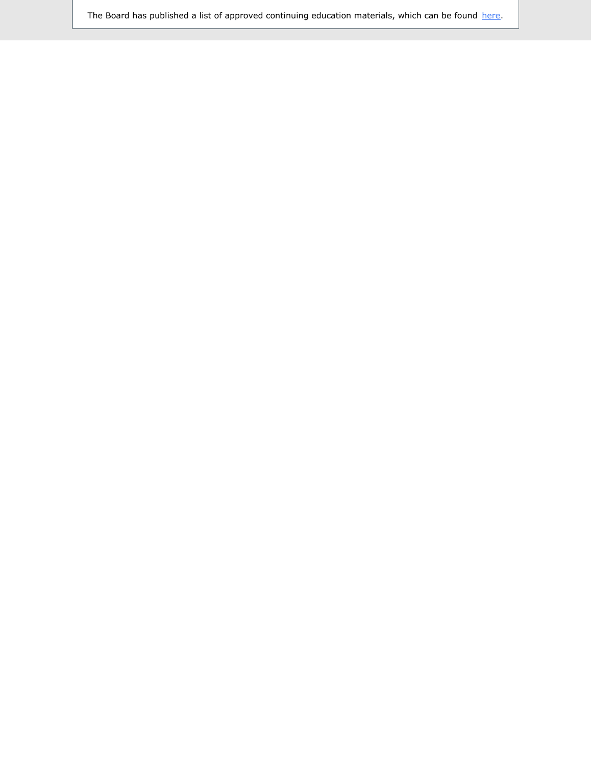The Board has published a list of approved continuing education materials, which can be found here.